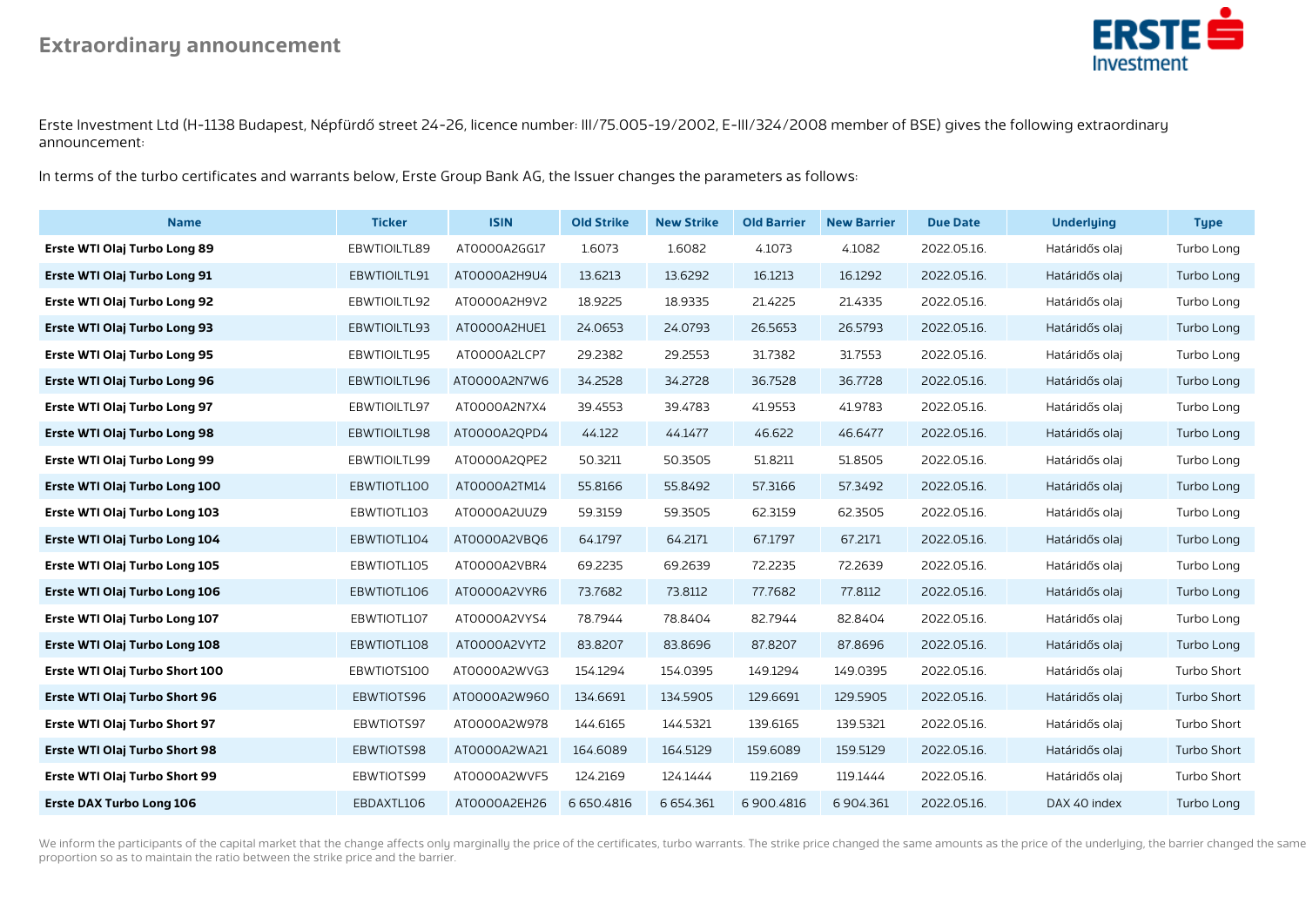# Extraordinary announcement

Erste Investment Ltd (H-1138 Budapest, Népfürdő street 24-26, licence number: III/75.005-19/2002, E-III/324/2008 member of BSE) gives the following extraordinary announcement:

In terms of the turbo certificates and warrants below, Erste Group Bank AG, the Issuer changes the parameters as follows:

| Name | Ticker | ISIN | Old Strike | New Strike | Old Barrier | New Barrier | Due Date | Underlying | Type |
|---|---|---|---|---|---|---|---|---|---|
| **Erste WTI Olaj Turbo Long 89** | EBWTIOILTL89 | AT0000A2GG17 | 1.6073 | 1.6082 | 4.1073 | 4.1082 | 2022.05.16. | Határidős olaj | Turbo Long |
| **Erste WTI Olaj Turbo Long 91** | EBWTIOILTL91 | AT0000A2H9U4 | 13.6213 | 13.6292 | 16.1213 | 16.1292 | 2022.05.16. | Határidős olaj | Turbo Long |
| **Erste WTI Olaj Turbo Long 92** | EBWTIOILTL92 | AT0000A2H9V2 | 18.9225 | 18.9335 | 21.4225 | 21.4335 | 2022.05.16. | Határidős olaj | Turbo Long |
| **Erste WTI Olaj Turbo Long 93** | EBWTIOILTL93 | AT0000A2HUE1 | 24.0653 | 24.0793 | 26.5653 | 26.5793 | 2022.05.16. | Határidős olaj | Turbo Long |
| **Erste WTI Olaj Turbo Long 95** | EBWTIOILTL95 | AT0000A2LCP7 | 29.2382 | 29.2553 | 31.7382 | 31.7553 | 2022.05.16. | Határidős olaj | Turbo Long |
| **Erste WTI Olaj Turbo Long 96** | EBWTIOILTL96 | AT0000A2N7W6 | 34.2528 | 34.2728 | 36.7528 | 36.7728 | 2022.05.16. | Határidős olaj | Turbo Long |
| **Erste WTI Olaj Turbo Long 97** | EBWTIOILTL97 | AT0000A2N7X4 | 39.4553 | 39.4783 | 41.9553 | 41.9783 | 2022.05.16. | Határidős olaj | Turbo Long |
| **Erste WTI Olaj Turbo Long 98** | EBWTIOILTL98 | AT0000A2QPD4 | 44.122 | 44.1477 | 46.622 | 46.6477 | 2022.05.16. | Határidős olaj | Turbo Long |
| **Erste WTI Olaj Turbo Long 99** | EBWTIOILTL99 | AT0000A2QPE2 | 50.3211 | 50.3505 | 51.8211 | 51.8505 | 2022.05.16. | Határidős olaj | Turbo Long |
| **Erste WTI Olaj Turbo Long 100** | EBWTIOTL100 | AT0000A2TM14 | 55.8166 | 55.8492 | 57.3166 | 57.3492 | 2022.05.16. | Határidős olaj | Turbo Long |
| **Erste WTI Olaj Turbo Long 103** | EBWTIOTL103 | AT0000A2UUZ9 | 59.3159 | 59.3505 | 62.3159 | 62.3505 | 2022.05.16. | Határidős olaj | Turbo Long |
| **Erste WTI Olaj Turbo Long 104** | EBWTIOTL104 | AT0000A2VBQ6 | 64.1797 | 64.2171 | 67.1797 | 67.2171 | 2022.05.16. | Határidős olaj | Turbo Long |
| **Erste WTI Olaj Turbo Long 105** | EBWTIOTL105 | AT0000A2VBR4 | 69.2235 | 69.2639 | 72.2235 | 72.2639 | 2022.05.16. | Határidős olaj | Turbo Long |
| **Erste WTI Olaj Turbo Long 106** | EBWTIOTL106 | AT0000A2VYR6 | 73.7682 | 73.8112 | 77.7682 | 77.8112 | 2022.05.16. | Határidős olaj | Turbo Long |
| **Erste WTI Olaj Turbo Long 107** | EBWTIOTL107 | AT0000A2VYS4 | 78.7944 | 78.8404 | 82.7944 | 82.8404 | 2022.05.16. | Határidős olaj | Turbo Long |
| **Erste WTI Olaj Turbo Long 108** | EBWTIOTL108 | AT0000A2VYT2 | 83.8207 | 83.8696 | 87.8207 | 87.8696 | 2022.05.16. | Határidős olaj | Turbo Long |
| **Erste WTI Olaj Turbo Short 100** | EBWTIOTS100 | AT0000A2WVG3 | 154.1294 | 154.0395 | 149.1294 | 149.0395 | 2022.05.16. | Határidős olaj | Turbo Short |
| **Erste WTI Olaj Turbo Short 96** | EBWTIOTS96 | AT0000A2W960 | 134.6691 | 134.5905 | 129.6691 | 129.5905 | 2022.05.16. | Határidős olaj | Turbo Short |
| **Erste WTI Olaj Turbo Short 97** | EBWTIOTS97 | AT0000A2W978 | 144.6165 | 144.5321 | 139.6165 | 139.5321 | 2022.05.16. | Határidős olaj | Turbo Short |
| **Erste WTI Olaj Turbo Short 98** | EBWTIOTS98 | AT0000A2WA21 | 164.6089 | 164.5129 | 159.6089 | 159.5129 | 2022.05.16. | Határidős olaj | Turbo Short |
| **Erste WTI Olaj Turbo Short 99** | EBWTIOTS99 | AT0000A2WVF5 | 124.2169 | 124.1444 | 119.2169 | 119.1444 | 2022.05.16. | Határidős olaj | Turbo Short |
| **Erste DAX Turbo Long 106** | EBDAXTL106 | AT0000A2EH26 | 6 650.4816 | 6 654.361 | 6 900.4816 | 6 904.361 | 2022.05.16. | DAX 40 index | Turbo Long |

We inform the participants of the capital market that the change affects only marginally the price of the certificates, turbo warrants. The strike price changed the same amounts as the price of the underlying, the barrier changed the same proportion so as to maintain the ratio between the strike price and the barrier.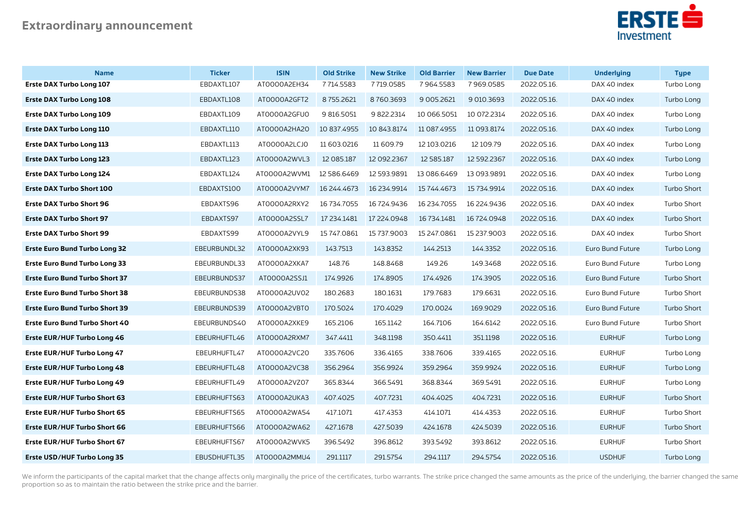# Extraordinary announcement

| Name | Ticker | ISIN | Old Strike | New Strike | Old Barrier | New Barrier | Due Date | Underlying | Type |
|---|---|---|---|---|---|---|---|---|---|
| **Erste DAX Turbo Long 107** | EBDAXTL107 | AT0000A2EH34 | 7 714.5583 | 7 719.0585 | 7 964.5583 | 7 969.0585 | 2022.05.16. | DAX 40 index | Turbo Long |
| **Erste DAX Turbo Long 108** | EBDAXTL108 | AT0000A2GFT2 | 8 755.2621 | 8 760.3693 | 9 005.2621 | 9 010.3693 | 2022.05.16. | DAX 40 index | Turbo Long |
| **Erste DAX Turbo Long 109** | EBDAXTL109 | AT0000A2GFU0 | 9 816.5051 | 9 822.2314 | 10 066.5051 | 10 072.2314 | 2022.05.16. | DAX 40 index | Turbo Long |
| **Erste DAX Turbo Long 110** | EBDAXTL110 | AT0000A2HA20 | 10 837.4955 | 10 843.8174 | 11 087.4955 | 11 093.8174 | 2022.05.16. | DAX 40 index | Turbo Long |
| **Erste DAX Turbo Long 113** | EBDAXTL113 | AT0000A2LCJ0 | 11 603.0216 | 11 609.79 | 12 103.0216 | 12 109.79 | 2022.05.16. | DAX 40 index | Turbo Long |
| **Erste DAX Turbo Long 123** | EBDAXTL123 | AT0000A2WVL3 | 12 085.187 | 12 092.2367 | 12 585.187 | 12 592.2367 | 2022.05.16. | DAX 40 index | Turbo Long |
| **Erste DAX Turbo Long 124** | EBDAXTL124 | AT0000A2WVM1 | 12 586.6469 | 12 593.9891 | 13 086.6469 | 13 093.9891 | 2022.05.16. | DAX 40 index | Turbo Long |
| **Erste DAX Turbo Short 100** | EBDAXTS100 | AT0000A2VYM7 | 16 244.4673 | 16 234.9914 | 15 744.4673 | 15 734.9914 | 2022.05.16. | DAX 40 index | Turbo Short |
| **Erste DAX Turbo Short 96** | EBDAXTS96 | AT0000A2RXY2 | 16 734.7055 | 16 724.9436 | 16 234.7055 | 16 224.9436 | 2022.05.16. | DAX 40 index | Turbo Short |
| **Erste DAX Turbo Short 97** | EBDAXTS97 | AT0000A2SSL7 | 17 234.1481 | 17 224.0948 | 16 734.1481 | 16 724.0948 | 2022.05.16. | DAX 40 index | Turbo Short |
| **Erste DAX Turbo Short 99** | EBDAXTS99 | AT0000A2VYL9 | 15 747.0861 | 15 737.9003 | 15 247.0861 | 15 237.9003 | 2022.05.16. | DAX 40 index | Turbo Short |
| **Erste Euro Bund Turbo Long 32** | EBEURBUNDL32 | AT0000A2XK93 | 143.7513 | 143.8352 | 144.2513 | 144.3352 | 2022.05.16. | Euro Bund Future | Turbo Long |
| **Erste Euro Bund Turbo Long 33** | EBEURBUNDL33 | AT0000A2XKA7 | 148.76 | 148.8468 | 149.26 | 149.3468 | 2022.05.16. | Euro Bund Future | Turbo Long |
| **Erste Euro Bund Turbo Short 37** | EBEURBUNDS37 | AT0000A2SSJ1 | 174.9926 | 174.8905 | 174.4926 | 174.3905 | 2022.05.16. | Euro Bund Future | Turbo Short |
| **Erste Euro Bund Turbo Short 38** | EBEURBUNDS38 | AT0000A2UV02 | 180.2683 | 180.1631 | 179.7683 | 179.6631 | 2022.05.16. | Euro Bund Future | Turbo Short |
| **Erste Euro Bund Turbo Short 39** | EBEURBUNDS39 | AT0000A2VBT0 | 170.5024 | 170.4029 | 170.0024 | 169.9029 | 2022.05.16. | Euro Bund Future | Turbo Short |
| **Erste Euro Bund Turbo Short 40** | EBEURBUNDS40 | AT0000A2XKE9 | 165.2106 | 165.1142 | 164.7106 | 164.6142 | 2022.05.16. | Euro Bund Future | Turbo Short |
| **Erste EUR/HUF Turbo Long 46** | EBEURHUFTL46 | AT0000A2RXM7 | 347.4411 | 348.1198 | 350.4411 | 351.1198 | 2022.05.16. | EURHUF | Turbo Long |
| **Erste EUR/HUF Turbo Long 47** | EBEURHUFTL47 | AT0000A2VC20 | 335.7606 | 336.4165 | 338.7606 | 339.4165 | 2022.05.16. | EURHUF | Turbo Long |
| **Erste EUR/HUF Turbo Long 48** | EBEURHUFTL48 | AT0000A2VC38 | 356.2964 | 356.9924 | 359.2964 | 359.9924 | 2022.05.16. | EURHUF | Turbo Long |
| **Erste EUR/HUF Turbo Long 49** | EBEURHUFTL49 | AT0000A2VZ07 | 365.8344 | 366.5491 | 368.8344 | 369.5491 | 2022.05.16. | EURHUF | Turbo Long |
| **Erste EUR/HUF Turbo Short 63** | EBEURHUFTS63 | AT0000A2UKA3 | 407.4025 | 407.7231 | 404.4025 | 404.7231 | 2022.05.16. | EURHUF | Turbo Short |
| **Erste EUR/HUF Turbo Short 65** | EBEURHUFTS65 | AT0000A2WA54 | 417.1071 | 417.4353 | 414.1071 | 414.4353 | 2022.05.16. | EURHUF | Turbo Short |
| **Erste EUR/HUF Turbo Short 66** | EBEURHUFTS66 | AT0000A2WA62 | 427.1678 | 427.5039 | 424.1678 | 424.5039 | 2022.05.16. | EURHUF | Turbo Short |
| **Erste EUR/HUF Turbo Short 67** | EBEURHUFTS67 | AT0000A2WVK5 | 396.5492 | 396.8612 | 393.5492 | 393.8612 | 2022.05.16. | EURHUF | Turbo Short |
| **Erste USD/HUF Turbo Long 35** | EBUSDHUFTL35 | AT0000A2MMU4 | 291.1117 | 291.5754 | 294.1117 | 294.5754 | 2022.05.16. | USDHUF | Turbo Long |

We inform the participants of the capital market that the change affects only marginally the price of the certificates, turbo warrants. The strike price changed the same amounts as the price of the underlying, the barrier changed the same proportion so as to maintain the ratio between the strike price and the barrier.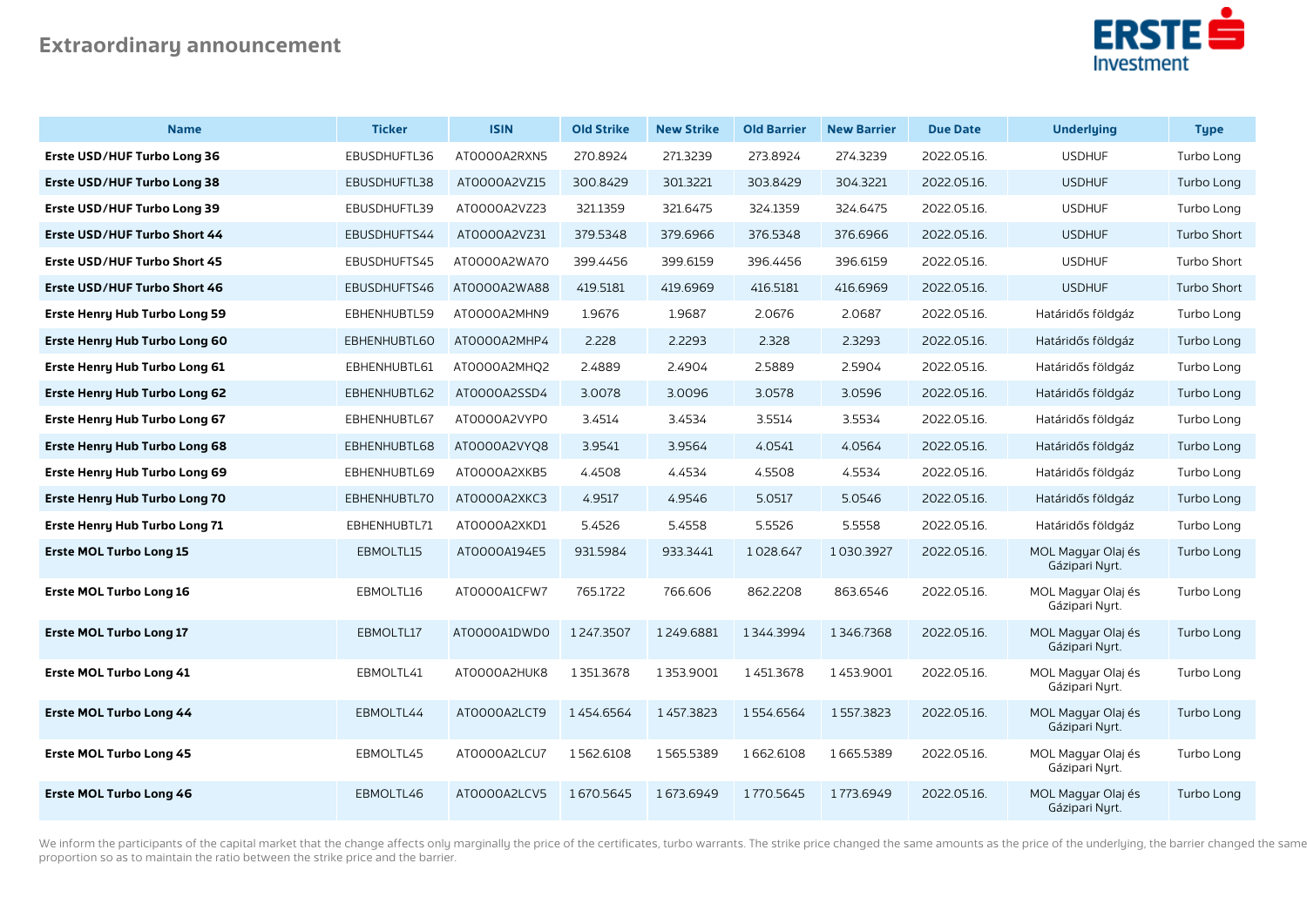## Extraordinary announcement

| Name | Ticker | ISIN | Old Strike | New Strike | Old Barrier | New Barrier | Due Date | Underlying | Type |
|---|---|---|---|---|---|---|---|---|---|
| **Erste USD/HUF Turbo Long 36** | EBUSDHUFTL36 | AT0000A2RXN5 | 270.8924 | 271.3239 | 273.8924 | 274.3239 | 2022.05.16. | USDHUF | Turbo Long |
| **Erste USD/HUF Turbo Long 38** | EBUSDHUFTL38 | AT0000A2VZ15 | 300.8429 | 301.3221 | 303.8429 | 304.3221 | 2022.05.16. | USDHUF | Turbo Long |
| **Erste USD/HUF Turbo Long 39** | EBUSDHUFTL39 | AT0000A2VZ23 | 321.1359 | 321.6475 | 324.1359 | 324.6475 | 2022.05.16. | USDHUF | Turbo Long |
| **Erste USD/HUF Turbo Short 44** | EBUSDHUFTS44 | AT0000A2VZ31 | 379.5348 | 379.6966 | 376.5348 | 376.6966 | 2022.05.16. | USDHUF | Turbo Short |
| **Erste USD/HUF Turbo Short 45** | EBUSDHUFTS45 | AT0000A2WA70 | 399.4456 | 399.6159 | 396.4456 | 396.6159 | 2022.05.16. | USDHUF | Turbo Short |
| **Erste USD/HUF Turbo Short 46** | EBUSDHUFTS46 | AT0000A2WA88 | 419.5181 | 419.6969 | 416.5181 | 416.6969 | 2022.05.16. | USDHUF | Turbo Short |
| **Erste Henry Hub Turbo Long 59** | EBHENHUBTL59 | AT0000A2MHN9 | 1.9676 | 1.9687 | 2.0676 | 2.0687 | 2022.05.16. | Határidős földgáz | Turbo Long |
| **Erste Henry Hub Turbo Long 60** | EBHENHUBTL60 | AT0000A2MHP4 | 2.228 | 2.2293 | 2.328 | 2.3293 | 2022.05.16. | Határidős földgáz | Turbo Long |
| **Erste Henry Hub Turbo Long 61** | EBHENHUBTL61 | AT0000A2MHQ2 | 2.4889 | 2.4904 | 2.5889 | 2.5904 | 2022.05.16. | Határidős földgáz | Turbo Long |
| **Erste Henry Hub Turbo Long 62** | EBHENHUBTL62 | AT0000A2SSD4 | 3.0078 | 3.0096 | 3.0578 | 3.0596 | 2022.05.16. | Határidős földgáz | Turbo Long |
| **Erste Henry Hub Turbo Long 67** | EBHENHUBTL67 | AT0000A2VYP0 | 3.4514 | 3.4534 | 3.5514 | 3.5534 | 2022.05.16. | Határidős földgáz | Turbo Long |
| **Erste Henry Hub Turbo Long 68** | EBHENHUBTL68 | AT0000A2VYQ8 | 3.9541 | 3.9564 | 4.0541 | 4.0564 | 2022.05.16. | Határidős földgáz | Turbo Long |
| **Erste Henry Hub Turbo Long 69** | EBHENHUBTL69 | AT0000A2XKB5 | 4.4508 | 4.4534 | 4.5508 | 4.5534 | 2022.05.16. | Határidős földgáz | Turbo Long |
| **Erste Henry Hub Turbo Long 70** | EBHENHUBTL70 | AT0000A2XKC3 | 4.9517 | 4.9546 | 5.0517 | 5.0546 | 2022.05.16. | Határidős földgáz | Turbo Long |
| **Erste Henry Hub Turbo Long 71** | EBHENHUBTL71 | AT0000A2XKD1 | 5.4526 | 5.4558 | 5.5526 | 5.5558 | 2022.05.16. | Határidős földgáz | Turbo Long |
| **Erste MOL Turbo Long 15** | EBMOLTL15 | AT0000A194E5 | 931.5984 | 933.3441 | 1 028.647 | 1 030.3927 | 2022.05.16. | MOL Magyar Olaj és Gázipari Nyrt. | Turbo Long |
| **Erste MOL Turbo Long 16** | EBMOLTL16 | AT0000A1CFW7 | 765.1722 | 766.606 | 862.2208 | 863.6546 | 2022.05.16. | MOL Magyar Olaj és Gázipari Nyrt. | Turbo Long |
| **Erste MOL Turbo Long 17** | EBMOLTL17 | AT0000A1DWD0 | 1 247.3507 | 1 249.6881 | 1 344.3994 | 1 346.7368 | 2022.05.16. | MOL Magyar Olaj és Gázipari Nyrt. | Turbo Long |
| **Erste MOL Turbo Long 41** | EBMOLTL41 | AT0000A2HUK8 | 1 351.3678 | 1 353.9001 | 1 451.3678 | 1 453.9001 | 2022.05.16. | MOL Magyar Olaj és Gázipari Nyrt. | Turbo Long |
| **Erste MOL Turbo Long 44** | EBMOLTL44 | AT0000A2LCT9 | 1 454.6564 | 1 457.3823 | 1 554.6564 | 1 557.3823 | 2022.05.16. | MOL Magyar Olaj és Gázipari Nyrt. | Turbo Long |
| **Erste MOL Turbo Long 45** | EBMOLTL45 | AT0000A2LCU7 | 1 562.6108 | 1 565.5389 | 1 662.6108 | 1 665.5389 | 2022.05.16. | MOL Magyar Olaj és Gázipari Nyrt. | Turbo Long |
| **Erste MOL Turbo Long 46** | EBMOLTL46 | AT0000A2LCV5 | 1 670.5645 | 1 673.6949 | 1 770.5645 | 1 773.6949 | 2022.05.16. | MOL Magyar Olaj és Gázipari Nyrt. | Turbo Long |

We inform the participants of the capital market that the change affects only marginally the price of the certificates, turbo warrants. The strike price changed the same amounts as the price of the underlying, the barrier changed the same proportion so as to maintain the ratio between the strike price and the barrier.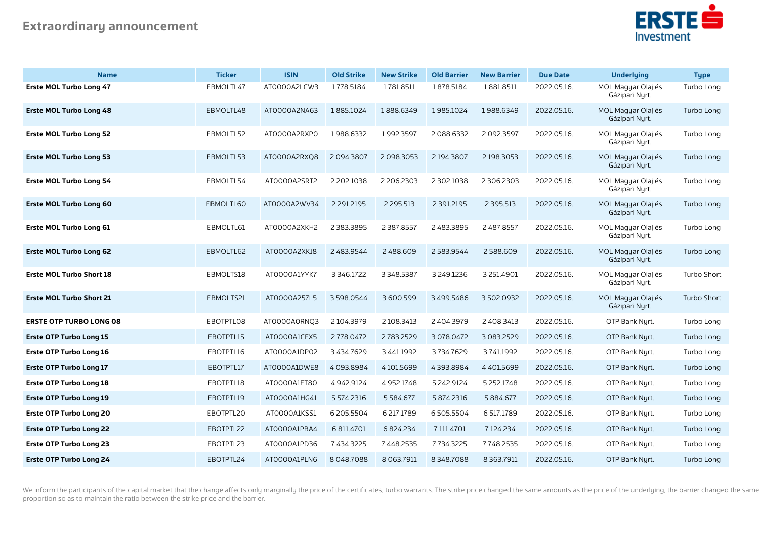## Extraordinary announcement

| Name | Ticker | ISIN | Old Strike | New Strike | Old Barrier | New Barrier | Due Date | Underlying | Type |
|---|---|---|---|---|---|---|---|---|---|
| **Erste MOL Turbo Long 47** | EBMOLTL47 | AT0000A2LCW3 | 1 778.5184 | 1 781.8511 | 1 878.5184 | 1 881.8511 | 2022.05.16. | MOL Magyar Olaj és Gázipari Nyrt. | Turbo Long |
| **Erste MOL Turbo Long 48** | EBMOLTL48 | AT0000A2NA63 | 1 885.1024 | 1 888.6349 | 1 985.1024 | 1 988.6349 | 2022.05.16. | MOL Magyar Olaj és Gázipari Nyrt. | Turbo Long |
| **Erste MOL Turbo Long 52** | EBMOLTL52 | AT0000A2RXP0 | 1 988.6332 | 1 992.3597 | 2 088.6332 | 2 092.3597 | 2022.05.16. | MOL Magyar Olaj és Gázipari Nyrt. | Turbo Long |
| **Erste MOL Turbo Long 53** | EBMOLTL53 | AT0000A2RXQ8 | 2 094.3807 | 2 098.3053 | 2 194.3807 | 2 198.3053 | 2022.05.16. | MOL Magyar Olaj és Gázipari Nyrt. | Turbo Long |
| **Erste MOL Turbo Long 54** | EBMOLTL54 | AT0000A2SRT2 | 2 202.1038 | 2 206.2303 | 2 302.1038 | 2 306.2303 | 2022.05.16. | MOL Magyar Olaj és Gázipari Nyrt. | Turbo Long |
| **Erste MOL Turbo Long 60** | EBMOLTL60 | AT0000A2WV34 | 2 291.2195 | 2 295.513 | 2 391.2195 | 2 395.513 | 2022.05.16. | MOL Magyar Olaj és Gázipari Nyrt. | Turbo Long |
| **Erste MOL Turbo Long 61** | EBMOLTL61 | AT0000A2XKH2 | 2 383.3895 | 2 387.8557 | 2 483.3895 | 2 487.8557 | 2022.05.16. | MOL Magyar Olaj és Gázipari Nyrt. | Turbo Long |
| **Erste MOL Turbo Long 62** | EBMOLTL62 | AT0000A2XKJ8 | 2 483.9544 | 2 488.609 | 2 583.9544 | 2 588.609 | 2022.05.16. | MOL Magyar Olaj és Gázipari Nyrt. | Turbo Long |
| **Erste MOL Turbo Short 18** | EBMOLTS18 | AT0000A1YYK7 | 3 346.1722 | 3 348.5387 | 3 249.1236 | 3 251.4901 | 2022.05.16. | MOL Magyar Olaj és Gázipari Nyrt. | Turbo Short |
| **Erste MOL Turbo Short 21** | EBMOLTS21 | AT0000A257L5 | 3 598.0544 | 3 600.599 | 3 499.5486 | 3 502.0932 | 2022.05.16. | MOL Magyar Olaj és Gázipari Nyrt. | Turbo Short |
| **ERSTE OTP TURBO LONG 08** | EBOTPTL08 | AT0000A0RNQ3 | 2 104.3979 | 2 108.3413 | 2 404.3979 | 2 408.3413 | 2022.05.16. | OTP Bank Nyrt. | Turbo Long |
| **Erste OTP Turbo Long 15** | EBOTPTL15 | AT0000A1CFX5 | 2 778.0472 | 2 783.2529 | 3 078.0472 | 3 083.2529 | 2022.05.16. | OTP Bank Nyrt. | Turbo Long |
| **Erste OTP Turbo Long 16** | EBOTPTL16 | AT0000A1DP02 | 3 434.7629 | 3 441.1992 | 3 734.7629 | 3 741.1992 | 2022.05.16. | OTP Bank Nyrt. | Turbo Long |
| **Erste OTP Turbo Long 17** | EBOTPTL17 | AT0000A1DWE8 | 4 093.8984 | 4 101.5699 | 4 393.8984 | 4 401.5699 | 2022.05.16. | OTP Bank Nyrt. | Turbo Long |
| **Erste OTP Turbo Long 18** | EBOTPTL18 | AT0000A1ET80 | 4 942.9124 | 4 952.1748 | 5 242.9124 | 5 252.1748 | 2022.05.16. | OTP Bank Nyrt. | Turbo Long |
| **Erste OTP Turbo Long 19** | EBOTPTL19 | AT0000A1HG41 | 5 574.2316 | 5 584.677 | 5 874.2316 | 5 884.677 | 2022.05.16. | OTP Bank Nyrt. | Turbo Long |
| **Erste OTP Turbo Long 20** | EBOTPTL20 | AT0000A1KSS1 | 6 205.5504 | 6 217.1789 | 6 505.5504 | 6 517.1789 | 2022.05.16. | OTP Bank Nyrt. | Turbo Long |
| **Erste OTP Turbo Long 22** | EBOTPTL22 | AT0000A1PBA4 | 6 811.4701 | 6 824.234 | 7 111.4701 | 7 124.234 | 2022.05.16. | OTP Bank Nyrt. | Turbo Long |
| **Erste OTP Turbo Long 23** | EBOTPTL23 | AT0000A1PD36 | 7 434.3225 | 7 448.2535 | 7 734.3225 | 7 748.2535 | 2022.05.16. | OTP Bank Nyrt. | Turbo Long |
| **Erste OTP Turbo Long 24** | EBOTPTL24 | AT0000A1PLN6 | 8 048.7088 | 8 063.7911 | 8 348.7088 | 8 363.7911 | 2022.05.16. | OTP Bank Nyrt. | Turbo Long |

We inform the participants of the capital market that the change affects only marginally the price of the certificates, turbo warrants. The strike price changed the same amounts as the price of the underlying, the barrier changed the same proportion so as to maintain the ratio between the strike price and the barrier.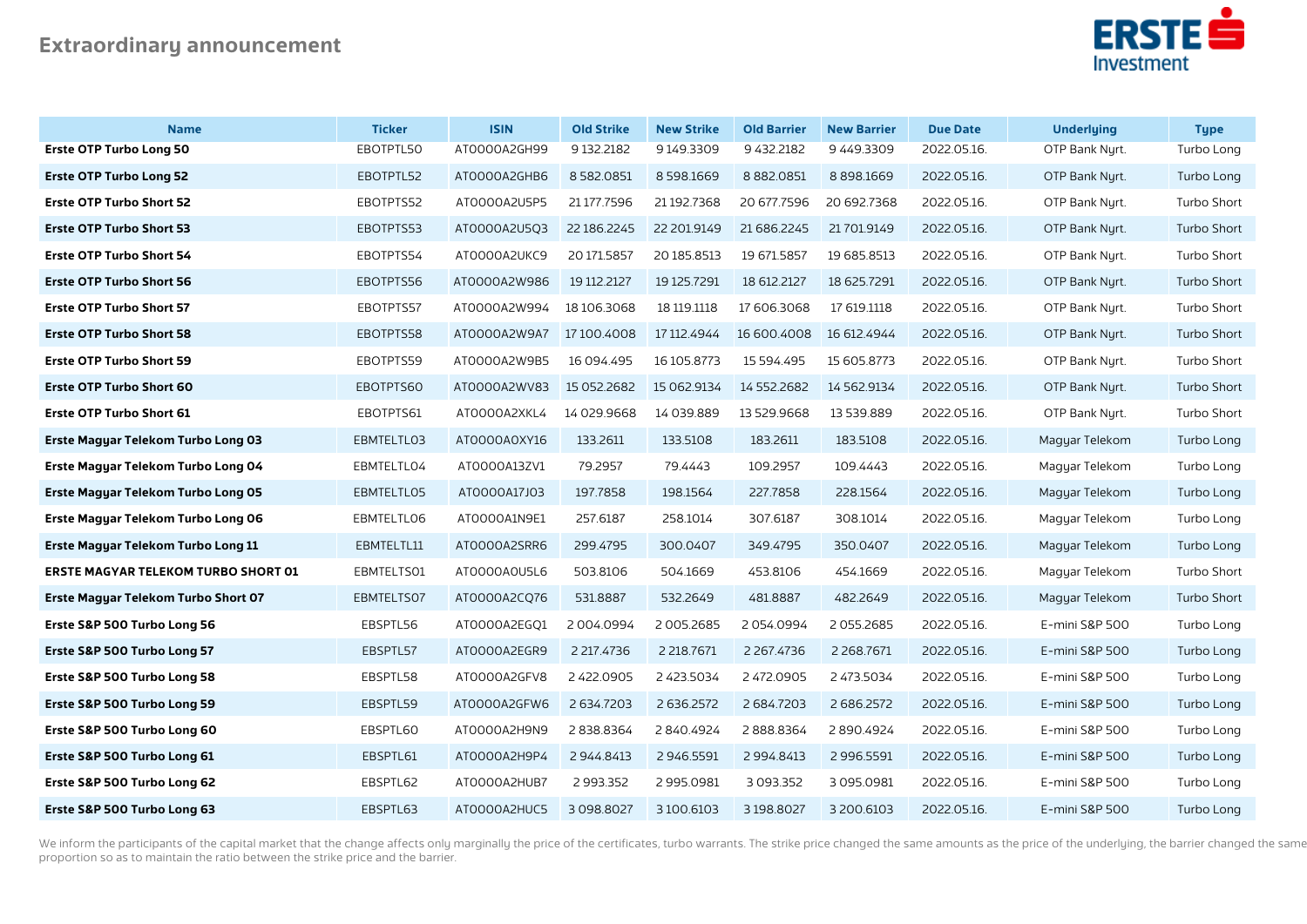## Extraordinary announcement

| Name | Ticker | ISIN | Old Strike | New Strike | Old Barrier | New Barrier | Due Date | Underlying | Type |
|---|---|---|---|---|---|---|---|---|---|
| **Erste OTP Turbo Long 50** | EBOTPTL50 | AT0000A2GH99 | 9 132.2182 | 9 149.3309 | 9 432.2182 | 9 449.3309 | 2022.05.16. | OTP Bank Nyrt. | Turbo Long |
| **Erste OTP Turbo Long 52** | EBOTPTL52 | AT0000A2GHB6 | 8 582.0851 | 8 598.1669 | 8 882.0851 | 8 898.1669 | 2022.05.16. | OTP Bank Nyrt. | Turbo Long |
| **Erste OTP Turbo Short 52** | EBOTPTS52 | AT0000A2U5P5 | 21 177.7596 | 21 192.7368 | 20 677.7596 | 20 692.7368 | 2022.05.16. | OTP Bank Nyrt. | Turbo Short |
| **Erste OTP Turbo Short 53** | EBOTPTS53 | AT0000A2U5Q3 | 22 186.2245 | 22 201.9149 | 21 686.2245 | 21 701.9149 | 2022.05.16. | OTP Bank Nyrt. | Turbo Short |
| **Erste OTP Turbo Short 54** | EBOTPTS54 | AT0000A2UKC9 | 20 171.5857 | 20 185.8513 | 19 671.5857 | 19 685.8513 | 2022.05.16. | OTP Bank Nyrt. | Turbo Short |
| **Erste OTP Turbo Short 56** | EBOTPTS56 | AT0000A2W986 | 19 112.2127 | 19 125.7291 | 18 612.2127 | 18 625.7291 | 2022.05.16. | OTP Bank Nyrt. | Turbo Short |
| **Erste OTP Turbo Short 57** | EBOTPTS57 | AT0000A2W994 | 18 106.3068 | 18 119.1118 | 17 606.3068 | 17 619.1118 | 2022.05.16. | OTP Bank Nyrt. | Turbo Short |
| **Erste OTP Turbo Short 58** | EBOTPTS58 | AT0000A2W9A7 | 17 100.4008 | 17 112.4944 | 16 600.4008 | 16 612.4944 | 2022.05.16. | OTP Bank Nyrt. | Turbo Short |
| **Erste OTP Turbo Short 59** | EBOTPTS59 | AT0000A2W9B5 | 16 094.495 | 16 105.8773 | 15 594.495 | 15 605.8773 | 2022.05.16. | OTP Bank Nyrt. | Turbo Short |
| **Erste OTP Turbo Short 60** | EBOTPTS60 | AT0000A2WV83 | 15 052.2682 | 15 062.9134 | 14 552.2682 | 14 562.9134 | 2022.05.16. | OTP Bank Nyrt. | Turbo Short |
| **Erste OTP Turbo Short 61** | EBOTPTS61 | AT0000A2XKL4 | 14 029.9668 | 14 039.889 | 13 529.9668 | 13 539.889 | 2022.05.16. | OTP Bank Nyrt. | Turbo Short |
| **Erste Magyar Telekom Turbo Long 03** | EBMTELTL03 | AT0000A0XY16 | 133.2611 | 133.5108 | 183.2611 | 183.5108 | 2022.05.16. | Magyar Telekom | Turbo Long |
| **Erste Magyar Telekom Turbo Long 04** | EBMTELTL04 | AT0000A13ZV1 | 79.2957 | 79.4443 | 109.2957 | 109.4443 | 2022.05.16. | Magyar Telekom | Turbo Long |
| **Erste Magyar Telekom Turbo Long 05** | EBMTELTL05 | AT0000A17J03 | 197.7858 | 198.1564 | 227.7858 | 228.1564 | 2022.05.16. | Magyar Telekom | Turbo Long |
| **Erste Magyar Telekom Turbo Long 06** | EBMTELTL06 | AT0000A1N9E1 | 257.6187 | 258.1014 | 307.6187 | 308.1014 | 2022.05.16. | Magyar Telekom | Turbo Long |
| **Erste Magyar Telekom Turbo Long 11** | EBMTELTL11 | AT0000A2SRR6 | 299.4795 | 300.0407 | 349.4795 | 350.0407 | 2022.05.16. | Magyar Telekom | Turbo Long |
| **ERSTE MAGYAR TELEKOM TURBO SHORT 01** | EBMTELTS01 | AT0000A0U5L6 | 503.8106 | 504.1669 | 453.8106 | 454.1669 | 2022.05.16. | Magyar Telekom | Turbo Short |
| **Erste Magyar Telekom Turbo Short 07** | EBMTELTS07 | AT0000A2CQ76 | 531.8887 | 532.2649 | 481.8887 | 482.2649 | 2022.05.16. | Magyar Telekom | Turbo Short |
| **Erste S&P 500 Turbo Long 56** | EBSPTL56 | AT0000A2EGQ1 | 2 004.0994 | 2 005.2685 | 2 054.0994 | 2 055.2685 | 2022.05.16. | E-mini S&P 500 | Turbo Long |
| **Erste S&P 500 Turbo Long 57** | EBSPTL57 | AT0000A2EGR9 | 2 217.4736 | 2 218.7671 | 2 267.4736 | 2 268.7671 | 2022.05.16. | E-mini S&P 500 | Turbo Long |
| **Erste S&P 500 Turbo Long 58** | EBSPTL58 | AT0000A2GFV8 | 2 422.0905 | 2 423.5034 | 2 472.0905 | 2 473.5034 | 2022.05.16. | E-mini S&P 500 | Turbo Long |
| **Erste S&P 500 Turbo Long 59** | EBSPTL59 | AT0000A2GFW6 | 2 634.7203 | 2 636.2572 | 2 684.7203 | 2 686.2572 | 2022.05.16. | E-mini S&P 500 | Turbo Long |
| **Erste S&P 500 Turbo Long 60** | EBSPTL60 | AT0000A2H9N9 | 2 838.8364 | 2 840.4924 | 2 888.8364 | 2 890.4924 | 2022.05.16. | E-mini S&P 500 | Turbo Long |
| **Erste S&P 500 Turbo Long 61** | EBSPTL61 | AT0000A2H9P4 | 2 944.8413 | 2 946.5591 | 2 994.8413 | 2 996.5591 | 2022.05.16. | E-mini S&P 500 | Turbo Long |
| **Erste S&P 500 Turbo Long 62** | EBSPTL62 | AT0000A2HUB7 | 2 993.352 | 2 995.0981 | 3 093.352 | 3 095.0981 | 2022.05.16. | E-mini S&P 500 | Turbo Long |
| **Erste S&P 500 Turbo Long 63** | EBSPTL63 | AT0000A2HUC5 | 3 098.8027 | 3 100.6103 | 3 198.8027 | 3 200.6103 | 2022.05.16. | E-mini S&P 500 | Turbo Long |

We inform the participants of the capital market that the change affects only marginally the price of the certificates, turbo warrants. The strike price changed the same amounts as the price of the underlying, the barrier changed the same proportion so as to maintain the ratio between the strike price and the barrier.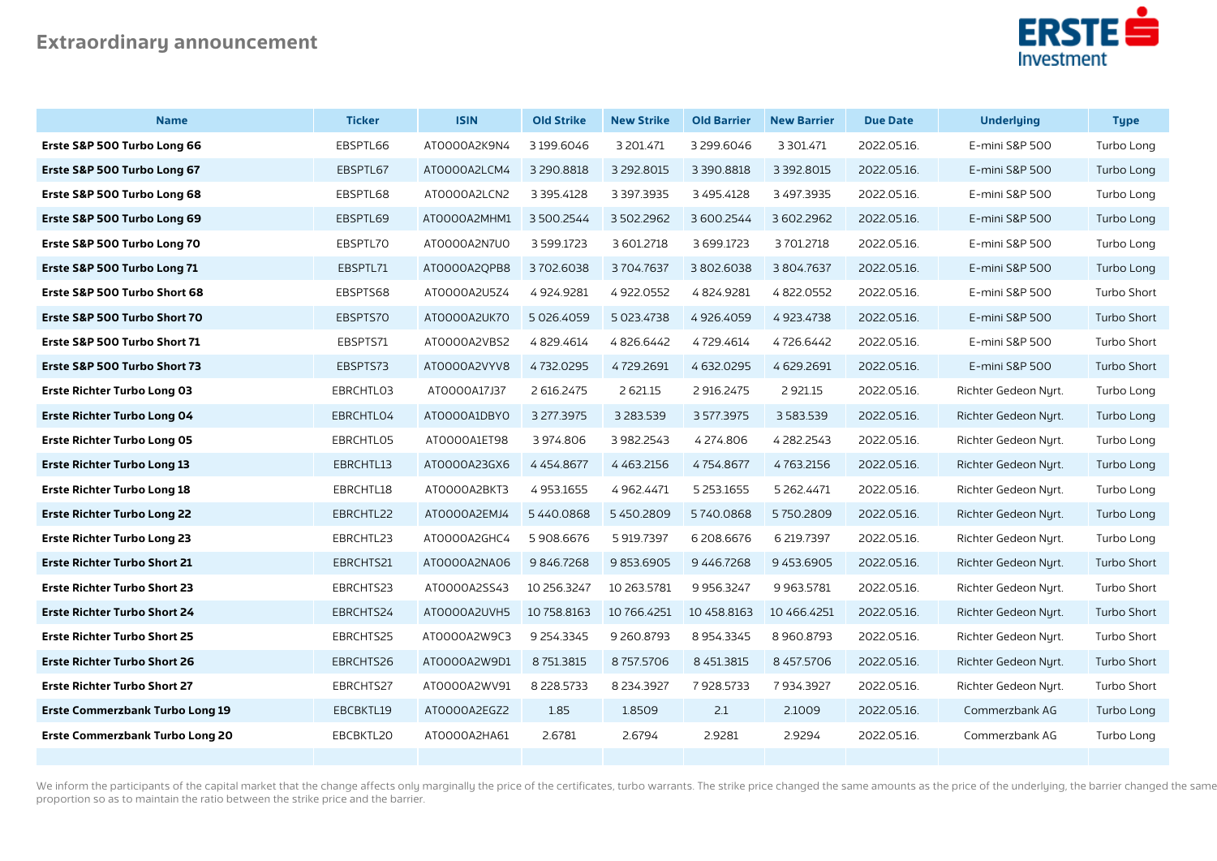## Extraordinary announcement

| Name | Ticker | ISIN | Old Strike | New Strike | Old Barrier | New Barrier | Due Date | Underlying | Type |
|---|---|---|---|---|---|---|---|---|---|
| **Erste S&P 500 Turbo Long 66** | EBSPTL66 | AT0000A2K9N4 | 3 199.6046 | 3 201.471 | 3 299.6046 | 3 301.471 | 2022.05.16. | E-mini S&P 500 | Turbo Long |
| **Erste S&P 500 Turbo Long 67** | EBSPTL67 | AT0000A2LCM4 | 3 290.8818 | 3 292.8015 | 3 390.8818 | 3 392.8015 | 2022.05.16. | E-mini S&P 500 | Turbo Long |
| **Erste S&P 500 Turbo Long 68** | EBSPTL68 | AT0000A2LCN2 | 3 395.4128 | 3 397.3935 | 3 495.4128 | 3 497.3935 | 2022.05.16. | E-mini S&P 500 | Turbo Long |
| **Erste S&P 500 Turbo Long 69** | EBSPTL69 | AT0000A2MHM1 | 3 500.2544 | 3 502.2962 | 3 600.2544 | 3 602.2962 | 2022.05.16. | E-mini S&P 500 | Turbo Long |
| **Erste S&P 500 Turbo Long 70** | EBSPTL70 | AT0000A2N7U0 | 3 599.1723 | 3 601.2718 | 3 699.1723 | 3 701.2718 | 2022.05.16. | E-mini S&P 500 | Turbo Long |
| **Erste S&P 500 Turbo Long 71** | EBSPTL71 | AT0000A2QPB8 | 3 702.6038 | 3 704.7637 | 3 802.6038 | 3 804.7637 | 2022.05.16. | E-mini S&P 500 | Turbo Long |
| **Erste S&P 500 Turbo Short 68** | EBSPTS68 | AT0000A2U5Z4 | 4 924.9281 | 4 922.0552 | 4 824.9281 | 4 822.0552 | 2022.05.16. | E-mini S&P 500 | Turbo Short |
| **Erste S&P 500 Turbo Short 70** | EBSPTS70 | AT0000A2UK70 | 5 026.4059 | 5 023.4738 | 4 926.4059 | 4 923.4738 | 2022.05.16. | E-mini S&P 500 | Turbo Short |
| **Erste S&P 500 Turbo Short 71** | EBSPTS71 | AT0000A2VBS2 | 4 829.4614 | 4 826.6442 | 4 729.4614 | 4 726.6442 | 2022.05.16. | E-mini S&P 500 | Turbo Short |
| **Erste S&P 500 Turbo Short 73** | EBSPTS73 | AT0000A2VYV8 | 4 732.0295 | 4 729.2691 | 4 632.0295 | 4 629.2691 | 2022.05.16. | E-mini S&P 500 | Turbo Short |
| **Erste Richter Turbo Long 03** | EBRCHTL03 | AT0000A17J37 | 2 616.2475 | 2 621.15 | 2 916.2475 | 2 921.15 | 2022.05.16. | Richter Gedeon Nyrt. | Turbo Long |
| **Erste Richter Turbo Long 04** | EBRCHTL04 | AT0000A1DBY0 | 3 277.3975 | 3 283.539 | 3 577.3975 | 3 583.539 | 2022.05.16. | Richter Gedeon Nyrt. | Turbo Long |
| **Erste Richter Turbo Long 05** | EBRCHTL05 | AT0000A1ET98 | 3 974.806 | 3 982.2543 | 4 274.806 | 4 282.2543 | 2022.05.16. | Richter Gedeon Nyrt. | Turbo Long |
| **Erste Richter Turbo Long 13** | EBRCHTL13 | AT0000A23GX6 | 4 454.8677 | 4 463.2156 | 4 754.8677 | 4 763.2156 | 2022.05.16. | Richter Gedeon Nyrt. | Turbo Long |
| **Erste Richter Turbo Long 18** | EBRCHTL18 | AT0000A2BKT3 | 4 953.1655 | 4 962.4471 | 5 253.1655 | 5 262.4471 | 2022.05.16. | Richter Gedeon Nyrt. | Turbo Long |
| **Erste Richter Turbo Long 22** | EBRCHTL22 | AT0000A2EMJ4 | 5 440.0868 | 5 450.2809 | 5 740.0868 | 5 750.2809 | 2022.05.16. | Richter Gedeon Nyrt. | Turbo Long |
| **Erste Richter Turbo Long 23** | EBRCHTL23 | AT0000A2GHC4 | 5 908.6676 | 5 919.7397 | 6 208.6676 | 6 219.7397 | 2022.05.16. | Richter Gedeon Nyrt. | Turbo Long |
| **Erste Richter Turbo Short 21** | EBRCHTS21 | AT0000A2NA06 | 9 846.7268 | 9 853.6905 | 9 446.7268 | 9 453.6905 | 2022.05.16. | Richter Gedeon Nyrt. | Turbo Short |
| **Erste Richter Turbo Short 23** | EBRCHTS23 | AT0000A2SS43 | 10 256.3247 | 10 263.5781 | 9 956.3247 | 9 963.5781 | 2022.05.16. | Richter Gedeon Nyrt. | Turbo Short |
| **Erste Richter Turbo Short 24** | EBRCHTS24 | AT0000A2UVH5 | 10 758.8163 | 10 766.4251 | 10 458.8163 | 10 466.4251 | 2022.05.16. | Richter Gedeon Nyrt. | Turbo Short |
| **Erste Richter Turbo Short 25** | EBRCHTS25 | AT0000A2W9C3 | 9 254.3345 | 9 260.8793 | 8 954.3345 | 8 960.8793 | 2022.05.16. | Richter Gedeon Nyrt. | Turbo Short |
| **Erste Richter Turbo Short 26** | EBRCHTS26 | AT0000A2W9D1 | 8 751.3815 | 8 757.5706 | 8 451.3815 | 8 457.5706 | 2022.05.16. | Richter Gedeon Nyrt. | Turbo Short |
| **Erste Richter Turbo Short 27** | EBRCHTS27 | AT0000A2WV91 | 8 228.5733 | 8 234.3927 | 7 928.5733 | 7 934.3927 | 2022.05.16. | Richter Gedeon Nyrt. | Turbo Short |
| **Erste Commerzbank Turbo Long 19** | EBCBKTL19 | AT0000A2EGZ2 | 1.85 | 1.8509 | 2.1 | 2.1009 | 2022.05.16. | Commerzbank AG | Turbo Long |
| **Erste Commerzbank Turbo Long 20** | EBCBKTL20 | AT0000A2HA61 | 2.6781 | 2.6794 | 2.9281 | 2.9294 | 2022.05.16. | Commerzbank AG | Turbo Long |

We inform the participants of the capital market that the change affects only marginally the price of the certificates, turbo warrants. The strike price changed the same amounts as the price of the underlying, the barrier changed the same proportion so as to maintain the ratio between the strike price and the barrier.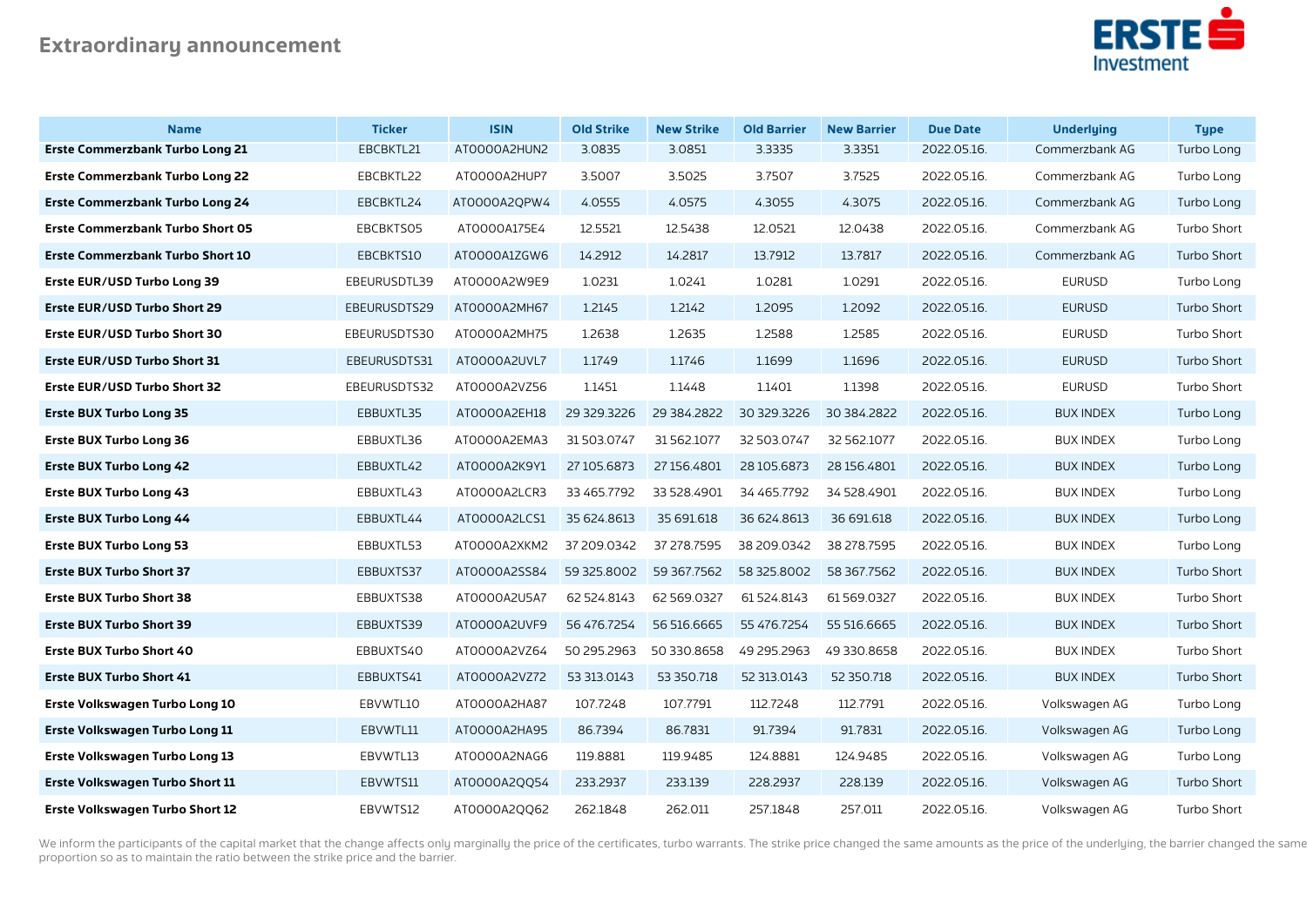## Extraordinary announcement

| Name | Ticker | ISIN | Old Strike | New Strike | Old Barrier | New Barrier | Due Date | Underlying | Type |
|---|---|---|---|---|---|---|---|---|---|
| **Erste Commerzbank Turbo Long 21** | EBCBKTL21 | AT0000A2HUN2 | 3.0835 | 3.0851 | 3.3335 | 3.3351 | 2022.05.16. | Commerzbank AG | Turbo Long |
| **Erste Commerzbank Turbo Long 22** | EBCBKTL22 | AT0000A2HUP7 | 3.5007 | 3.5025 | 3.7507 | 3.7525 | 2022.05.16. | Commerzbank AG | Turbo Long |
| **Erste Commerzbank Turbo Long 24** | EBCBKTL24 | AT0000A2QPW4 | 4.0555 | 4.0575 | 4.3055 | 4.3075 | 2022.05.16. | Commerzbank AG | Turbo Long |
| **Erste Commerzbank Turbo Short 05** | EBCBKTS05 | AT0000A175E4 | 12.5521 | 12.5438 | 12.0521 | 12.0438 | 2022.05.16. | Commerzbank AG | Turbo Short |
| **Erste Commerzbank Turbo Short 10** | EBCBKTS10 | AT0000A1ZGW6 | 14.2912 | 14.2817 | 13.7912 | 13.7817 | 2022.05.16. | Commerzbank AG | Turbo Short |
| **Erste EUR/USD Turbo Long 39** | EBEURUSDTL39 | AT0000A2W9E9 | 1.0231 | 1.0241 | 1.0281 | 1.0291 | 2022.05.16. | EURUSD | Turbo Long |
| **Erste EUR/USD Turbo Short 29** | EBEURUSDTS29 | AT0000A2MH67 | 1.2145 | 1.2142 | 1.2095 | 1.2092 | 2022.05.16. | EURUSD | Turbo Short |
| **Erste EUR/USD Turbo Short 30** | EBEURUSDTS30 | AT0000A2MH75 | 1.2638 | 1.2635 | 1.2588 | 1.2585 | 2022.05.16. | EURUSD | Turbo Short |
| **Erste EUR/USD Turbo Short 31** | EBEURUSDTS31 | AT0000A2UVL7 | 1.1749 | 1.1746 | 1.1699 | 1.1696 | 2022.05.16. | EURUSD | Turbo Short |
| **Erste EUR/USD Turbo Short 32** | EBEURUSDTS32 | AT0000A2VZ56 | 1.1451 | 1.1448 | 1.1401 | 1.1398 | 2022.05.16. | EURUSD | Turbo Short |
| **Erste BUX Turbo Long 35** | EBBUXTL35 | AT0000A2EH18 | 29 329.3226 | 29 384.2822 | 30 329.3226 | 30 384.2822 | 2022.05.16. | BUX INDEX | Turbo Long |
| **Erste BUX Turbo Long 36** | EBBUXTL36 | AT0000A2EMA3 | 31 503.0747 | 31 562.1077 | 32 503.0747 | 32 562.1077 | 2022.05.16. | BUX INDEX | Turbo Long |
| **Erste BUX Turbo Long 42** | EBBUXTL42 | AT0000A2K9Y1 | 27 105.6873 | 27 156.4801 | 28 105.6873 | 28 156.4801 | 2022.05.16. | BUX INDEX | Turbo Long |
| **Erste BUX Turbo Long 43** | EBBUXTL43 | AT0000A2LCR3 | 33 465.7792 | 33 528.4901 | 34 465.7792 | 34 528.4901 | 2022.05.16. | BUX INDEX | Turbo Long |
| **Erste BUX Turbo Long 44** | EBBUXTL44 | AT0000A2LCS1 | 35 624.8613 | 35 691.618 | 36 624.8613 | 36 691.618 | 2022.05.16. | BUX INDEX | Turbo Long |
| **Erste BUX Turbo Long 53** | EBBUXTL53 | AT0000A2XKM2 | 37 209.0342 | 37 278.7595 | 38 209.0342 | 38 278.7595 | 2022.05.16. | BUX INDEX | Turbo Long |
| **Erste BUX Turbo Short 37** | EBBUXTS37 | AT0000A2SS84 | 59 325.8002 | 59 367.7562 | 58 325.8002 | 58 367.7562 | 2022.05.16. | BUX INDEX | Turbo Short |
| **Erste BUX Turbo Short 38** | EBBUXTS38 | AT0000A2U5A7 | 62 524.8143 | 62 569.0327 | 61 524.8143 | 61 569.0327 | 2022.05.16. | BUX INDEX | Turbo Short |
| **Erste BUX Turbo Short 39** | EBBUXTS39 | AT0000A2UVF9 | 56 476.7254 | 56 516.6665 | 55 476.7254 | 55 516.6665 | 2022.05.16. | BUX INDEX | Turbo Short |
| **Erste BUX Turbo Short 40** | EBBUXTS40 | AT0000A2VZ64 | 50 295.2963 | 50 330.8658 | 49 295.2963 | 49 330.8658 | 2022.05.16. | BUX INDEX | Turbo Short |
| **Erste BUX Turbo Short 41** | EBBUXTS41 | AT0000A2VZ72 | 53 313.0143 | 53 350.718 | 52 313.0143 | 52 350.718 | 2022.05.16. | BUX INDEX | Turbo Short |
| **Erste Volkswagen Turbo Long 10** | EBVWTL10 | AT0000A2HA87 | 107.7248 | 107.7791 | 112.7248 | 112.7791 | 2022.05.16. | Volkswagen AG | Turbo Long |
| **Erste Volkswagen Turbo Long 11** | EBVWTL11 | AT0000A2HA95 | 86.7394 | 86.7831 | 91.7394 | 91.7831 | 2022.05.16. | Volkswagen AG | Turbo Long |
| **Erste Volkswagen Turbo Long 13** | EBVWTL13 | AT0000A2NAG6 | 119.8881 | 119.9485 | 124.8881 | 124.9485 | 2022.05.16. | Volkswagen AG | Turbo Long |
| **Erste Volkswagen Turbo Short 11** | EBVWTS11 | AT0000A2QQ54 | 233.2937 | 233.139 | 228.2937 | 228.139 | 2022.05.16. | Volkswagen AG | Turbo Short |
| **Erste Volkswagen Turbo Short 12** | EBVWTS12 | AT0000A2QQ62 | 262.1848 | 262.011 | 257.1848 | 257.011 | 2022.05.16. | Volkswagen AG | Turbo Short |

We inform the participants of the capital market that the change affects only marginally the price of the certificates, turbo warrants. The strike price changed the same amounts as the price of the underlying, the barrier changed the same proportion so as to maintain the ratio between the strike price and the barrier.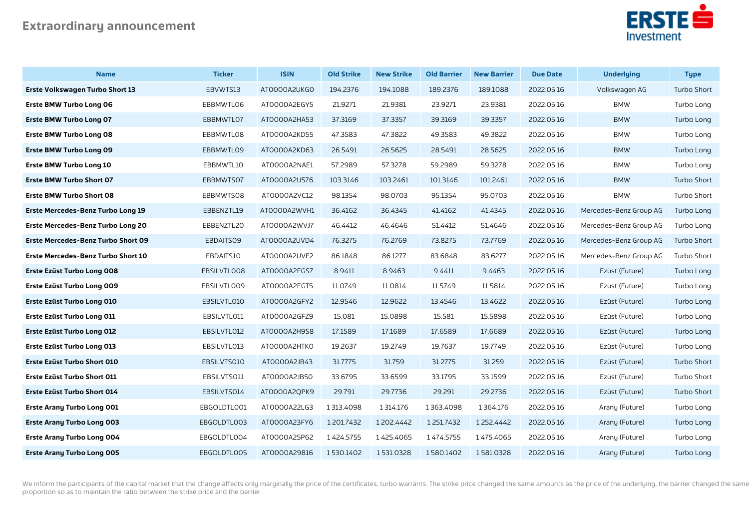# Extraordinary announcement

| Name | Ticker | ISIN | Old Strike | New Strike | Old Barrier | New Barrier | Due Date | Underlying | Type |
|---|---|---|---|---|---|---|---|---|---|
| **Erste Volkswagen Turbo Short 13** | EBVWTS13 | AT0000A2UKG0 | 194.2376 | 194.1088 | 189.2376 | 189.1088 | 2022.05.16. | Volkswagen AG | Turbo Short |
| **Erste BMW Turbo Long 06** | EBBMWTL06 | AT0000A2EGY5 | 21.9271 | 21.9381 | 23.9271 | 23.9381 | 2022.05.16. | BMW | Turbo Long |
| **Erste BMW Turbo Long 07** | EBBMWTL07 | AT0000A2HA53 | 37.3169 | 37.3357 | 39.3169 | 39.3357 | 2022.05.16. | BMW | Turbo Long |
| **Erste BMW Turbo Long 08** | EBBMWTL08 | AT0000A2KD55 | 47.3583 | 47.3822 | 49.3583 | 49.3822 | 2022.05.16. | BMW | Turbo Long |
| **Erste BMW Turbo Long 09** | EBBMWTL09 | AT0000A2KD63 | 26.5491 | 26.5625 | 28.5491 | 28.5625 | 2022.05.16. | BMW | Turbo Long |
| **Erste BMW Turbo Long 10** | EBBMWTL10 | AT0000A2NAE1 | 57.2989 | 57.3278 | 59.2989 | 59.3278 | 2022.05.16. | BMW | Turbo Long |
| **Erste BMW Turbo Short 07** | EBBMWTS07 | AT0000A2U576 | 103.3146 | 103.2461 | 101.3146 | 101.2461 | 2022.05.16. | BMW | Turbo Short |
| **Erste BMW Turbo Short 08** | EBBMWTS08 | AT0000A2VC12 | 98.1354 | 98.0703 | 95.1354 | 95.0703 | 2022.05.16. | BMW | Turbo Short |
| **Erste Mercedes-Benz Turbo Long 19** | EBBENZTL19 | AT0000A2WVH1 | 36.4162 | 36.4345 | 41.4162 | 41.4345 | 2022.05.16. | Mercedes-Benz Group AG | Turbo Long |
| **Erste Mercedes-Benz Turbo Long 20** | EBBENZTL20 | AT0000A2WVJ7 | 46.4412 | 46.4646 | 51.4412 | 51.4646 | 2022.05.16. | Mercedes-Benz Group AG | Turbo Long |
| **Erste Mercedes-Benz Turbo Short 09** | EBDAITS09 | AT0000A2UVD4 | 76.3275 | 76.2769 | 73.8275 | 73.7769 | 2022.05.16. | Mercedes-Benz Group AG | Turbo Short |
| **Erste Mercedes-Benz Turbo Short 10** | EBDAITS10 | AT0000A2UVE2 | 86.1848 | 86.1277 | 83.6848 | 83.6277 | 2022.05.16. | Mercedes-Benz Group AG | Turbo Short |
| **Erste Ezüst Turbo Long 008** | EBSILVTL008 | AT0000A2EGS7 | 8.9411 | 8.9463 | 9.4411 | 9.4463 | 2022.05.16. | Ezüst (Future) | Turbo Long |
| **Erste Ezüst Turbo Long 009** | EBSILVTL009 | AT0000A2EGT5 | 11.0749 | 11.0814 | 11.5749 | 11.5814 | 2022.05.16. | Ezüst (Future) | Turbo Long |
| **Erste Ezüst Turbo Long 010** | EBSILVTL010 | AT0000A2GFY2 | 12.9546 | 12.9622 | 13.4546 | 13.4622 | 2022.05.16. | Ezüst (Future) | Turbo Long |
| **Erste Ezüst Turbo Long 011** | EBSILVTL011 | AT0000A2GFZ9 | 15.081 | 15.0898 | 15.581 | 15.5898 | 2022.05.16. | Ezüst (Future) | Turbo Long |
| **Erste Ezüst Turbo Long 012** | EBSILVTL012 | AT0000A2H9S8 | 17.1589 | 17.1689 | 17.6589 | 17.6689 | 2022.05.16. | Ezüst (Future) | Turbo Long |
| **Erste Ezüst Turbo Long 013** | EBSILVTL013 | AT0000A2HTK0 | 19.2637 | 19.2749 | 19.7637 | 19.7749 | 2022.05.16. | Ezüst (Future) | Turbo Long |
| **Erste Ezüst Turbo Short 010** | EBSILVTS010 | AT0000A2JB43 | 31.7775 | 31.759 | 31.2775 | 31.259 | 2022.05.16. | Ezüst (Future) | Turbo Short |
| **Erste Ezüst Turbo Short 011** | EBSILVTS011 | AT0000A2JB50 | 33.6795 | 33.6599 | 33.1795 | 33.1599 | 2022.05.16. | Ezüst (Future) | Turbo Short |
| **Erste Ezüst Turbo Short 014** | EBSILVTS014 | AT0000A2QPK9 | 29.791 | 29.7736 | 29.291 | 29.2736 | 2022.05.16. | Ezüst (Future) | Turbo Short |
| **Erste Arany Turbo Long 001** | EBGOLDTL001 | AT0000A22LG3 | 1 313.4098 | 1 314.176 | 1 363.4098 | 1 364.176 | 2022.05.16. | Arany (Future) | Turbo Long |
| **Erste Arany Turbo Long 003** | EBGOLDTL003 | AT0000A23FY6 | 1 201.7432 | 1 202.4442 | 1 251.7432 | 1 252.4442 | 2022.05.16. | Arany (Future) | Turbo Long |
| **Erste Arany Turbo Long 004** | EBGOLDTL004 | AT0000A25P62 | 1 424.5755 | 1 425.4065 | 1 474.5755 | 1 475.4065 | 2022.05.16. | Arany (Future) | Turbo Long |
| **Erste Arany Turbo Long 005** | EBGOLDTL005 | AT0000A29816 | 1 530.1402 | 1 531.0328 | 1 580.1402 | 1 581.0328 | 2022.05.16. | Arany (Future) | Turbo Long |

We inform the participants of the capital market that the change affects only marginally the price of the certificates, turbo warrants. The strike price changed the same amounts as the price of the underlying, the barrier changed the same proportion so as to maintain the ratio between the strike price and the barrier.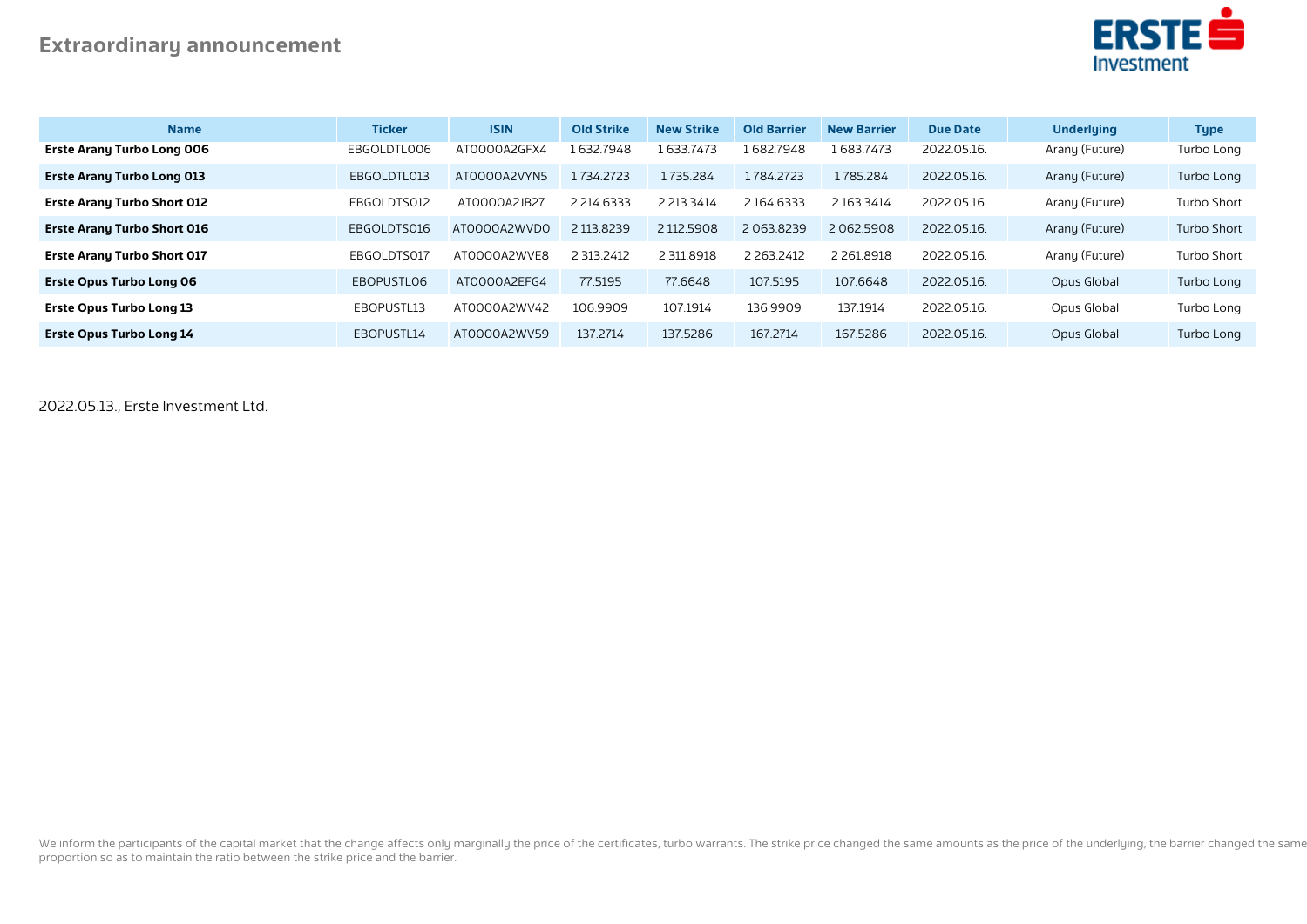# Extraordinary announcement

| Name | Ticker | ISIN | Old Strike | New Strike | Old Barrier | New Barrier | Due Date | Underlying | Type |
|---|---|---|---|---|---|---|---|---|---|
| **Erste Arany Turbo Long 006** | EBGOLDTL006 | AT0000A2GFX4 | 1 632.7948 | 1 633.7473 | 1 682.7948 | 1 683.7473 | 2022.05.16. | Arany (Future) | Turbo Long |
| **Erste Arany Turbo Long 013** | EBGOLDTL013 | AT0000A2VYN5 | 1 734.2723 | 1 735.284 | 1 784.2723 | 1 785.284 | 2022.05.16. | Arany (Future) | Turbo Long |
| **Erste Arany Turbo Short 012** | EBGOLDTS012 | AT0000A2JB27 | 2 214.6333 | 2 213.3414 | 2 164.6333 | 2 163.3414 | 2022.05.16. | Arany (Future) | Turbo Short |
| **Erste Arany Turbo Short 016** | EBGOLDTS016 | AT0000A2WVD0 | 2 113.8239 | 2 112.5908 | 2 063.8239 | 2 062.5908 | 2022.05.16. | Arany (Future) | Turbo Short |
| **Erste Arany Turbo Short 017** | EBGOLDTS017 | AT0000A2WVE8 | 2 313.2412 | 2 311.8918 | 2 263.2412 | 2 261.8918 | 2022.05.16. | Arany (Future) | Turbo Short |
| **Erste Opus Turbo Long 06** | EBOPUSTL06 | AT0000A2EFG4 | 77.5195 | 77.6648 | 107.5195 | 107.6648 | 2022.05.16. | Opus Global | Turbo Long |
| **Erste Opus Turbo Long 13** | EBOPUSTL13 | AT0000A2WV42 | 106.9909 | 107.1914 | 136.9909 | 137.1914 | 2022.05.16. | Opus Global | Turbo Long |
| **Erste Opus Turbo Long 14** | EBOPUSTL14 | AT0000A2WV59 | 137.2714 | 137.5286 | 167.2714 | 167.5286 | 2022.05.16. | Opus Global | Turbo Long |

2022.05.13., Erste Investment Ltd.

We inform the participants of the capital market that the change affects only marginally the price of the certificates, turbo warrants. The strike price changed the same amounts as the price of the underlying, the barrier changed the same proportion so as to maintain the ratio between the strike price and the barrier.